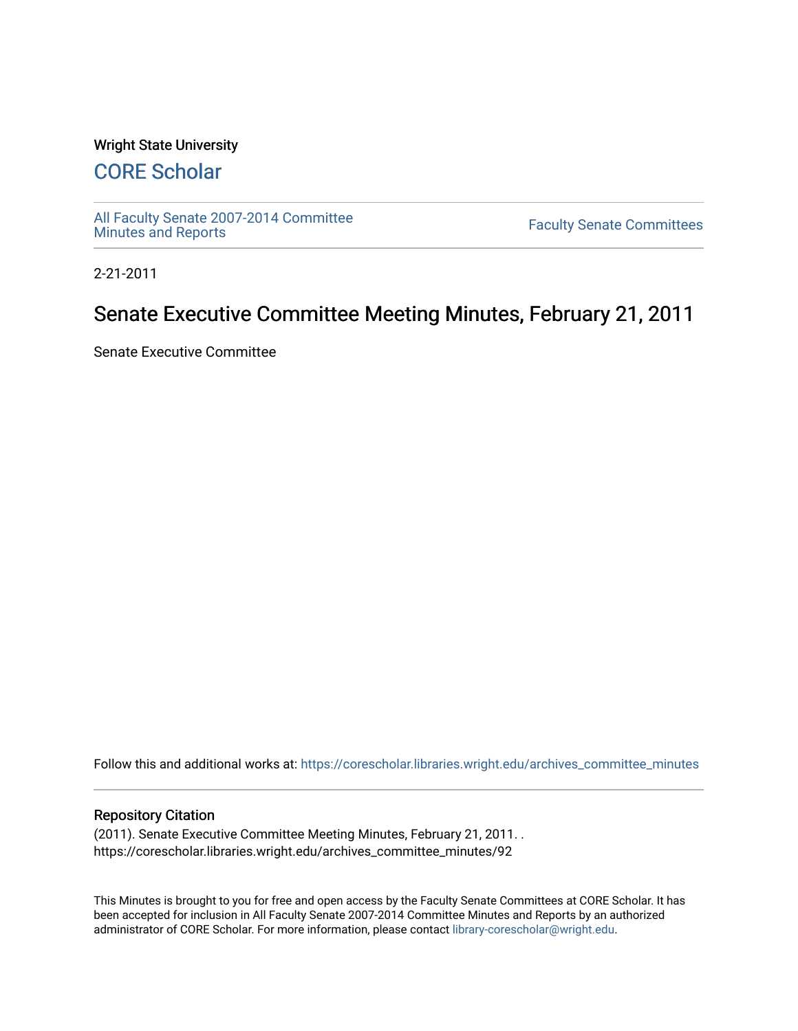Wright State University

## CORE Scholar

All Faculty Senate 2007-2014 Committee Minutes and Reports

Faculty Senate Committees

2-21-2011

# Senate Executive Committee Meeting Minutes, February 21, 2011

Senate Executive Committee

Follow this and additional works at: https://corescholar.libraries.wright.edu/archives_committee_minutes

### Repository Citation

(2011). Senate Executive Committee Meeting Minutes, February 21, 2011. .
https://corescholar.libraries.wright.edu/archives_committee_minutes/92

This Minutes is brought to you for free and open access by the Faculty Senate Committees at CORE Scholar. It has been accepted for inclusion in All Faculty Senate 2007-2014 Committee Minutes and Reports by an authorized administrator of CORE Scholar. For more information, please contact library-corescholar@wright.edu.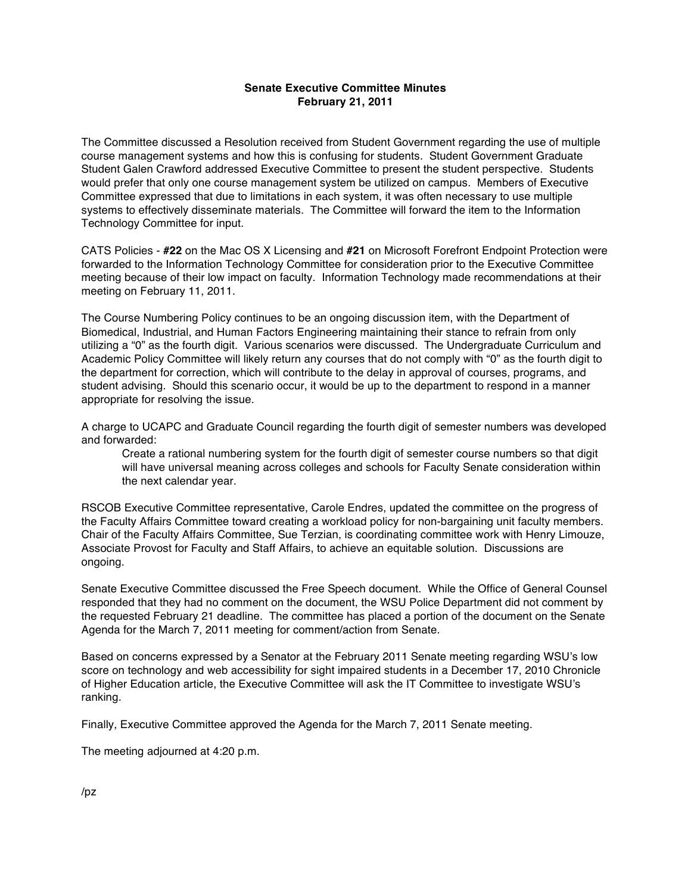**Senate Executive Committee Minutes**
**February 21, 2011**

The Committee discussed a Resolution received from Student Government regarding the use of multiple course management systems and how this is confusing for students. Student Government Graduate Student Galen Crawford addressed Executive Committee to present the student perspective. Students would prefer that only one course management system be utilized on campus. Members of Executive Committee expressed that due to limitations in each system, it was often necessary to use multiple systems to effectively disseminate materials. The Committee will forward the item to the Information Technology Committee for input.

CATS Policies - **#22** on the Mac OS X Licensing and **#21** on Microsoft Forefront Endpoint Protection were forwarded to the Information Technology Committee for consideration prior to the Executive Committee meeting because of their low impact on faculty. Information Technology made recommendations at their meeting on February 11, 2011.

The Course Numbering Policy continues to be an ongoing discussion item, with the Department of Biomedical, Industrial, and Human Factors Engineering maintaining their stance to refrain from only utilizing a "0" as the fourth digit. Various scenarios were discussed. The Undergraduate Curriculum and Academic Policy Committee will likely return any courses that do not comply with "0" as the fourth digit to the department for correction, which will contribute to the delay in approval of courses, programs, and student advising. Should this scenario occur, it would be up to the department to respond in a manner appropriate for resolving the issue.

A charge to UCAPC and Graduate Council regarding the fourth digit of semester numbers was developed and forwarded:

> Create a rational numbering system for the fourth digit of semester course numbers so that digit will have universal meaning across colleges and schools for Faculty Senate consideration within the next calendar year.

RSCOB Executive Committee representative, Carole Endres, updated the committee on the progress of the Faculty Affairs Committee toward creating a workload policy for non-bargaining unit faculty members. Chair of the Faculty Affairs Committee, Sue Terzian, is coordinating committee work with Henry Limouze, Associate Provost for Faculty and Staff Affairs, to achieve an equitable solution. Discussions are ongoing.

Senate Executive Committee discussed the Free Speech document. While the Office of General Counsel responded that they had no comment on the document, the WSU Police Department did not comment by the requested February 21 deadline. The committee has placed a portion of the document on the Senate Agenda for the March 7, 2011 meeting for comment/action from Senate.

Based on concerns expressed by a Senator at the February 2011 Senate meeting regarding WSU's low score on technology and web accessibility for sight impaired students in a December 17, 2010 Chronicle of Higher Education article, the Executive Committee will ask the IT Committee to investigate WSU's ranking.

Finally, Executive Committee approved the Agenda for the March 7, 2011 Senate meeting.

The meeting adjourned at 4:20 p.m.

/pz